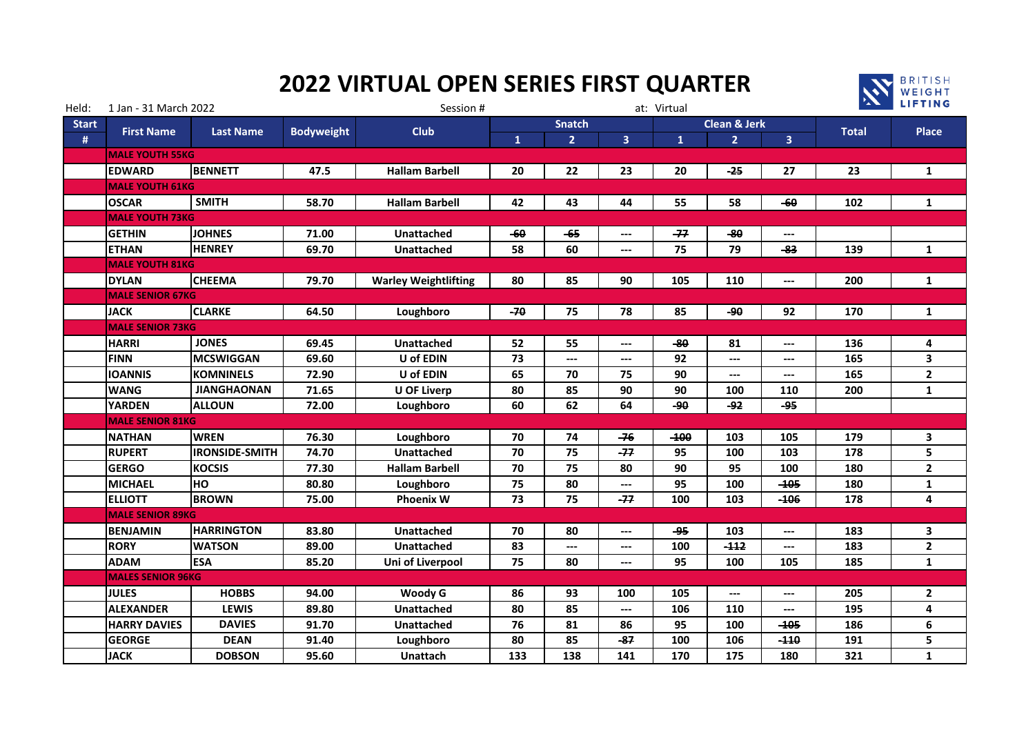# 2022 VIRTUAL OPEN SERIES FIRST QUARTER

BRITISH WEIGHT LIFTING

Held: 1 Jan - 31 March 2022 Session # at: Virtual

| Start # | First Name | Last Name | Bodyweight | Club | Snatch 1 | Snatch 2 | Snatch 3 | Clean & Jerk 1 | Clean & Jerk 2 | Clean & Jerk 3 | Total | Place |
|---|---|---|---|---|---|---|---|---|---|---|---|---|
| | **MALE YOUTH 55KG** | | | | | | | | | | | |
| | EDWARD | BENNETT | 47.5 | Hallam Barbell | 20 | 22 | 23 | 20 | ~~25~~ | 27 | 23 | 1 |
| | **MALE YOUTH 61KG** | | | | | | | | | | | |
| | OSCAR | SMITH | 58.70 | Hallam Barbell | 42 | 43 | 44 | 55 | 58 | ~~60~~ | 102 | 1 |
| | **MALE YOUTH 73KG** | | | | | | | | | | | |
| | GETHIN | JOHNES | 71.00 | Unattached | ~~60~~ | ~~65~~ | --- | ~~77~~ | ~~80~~ | --- | | |
| | ETHAN | HENREY | 69.70 | Unattached | 58 | 60 | --- | 75 | 79 | ~~83~~ | 139 | 1 |
| | **MALE YOUTH 81KG** | | | | | | | | | | | |
| | DYLAN | CHEEMA | 79.70 | Warley Weightlifting | 80 | 85 | 90 | 105 | 110 | --- | 200 | 1 |
| | **MALE SENIOR 67KG** | | | | | | | | | | | |
| | JACK | CLARKE | 64.50 | Loughboro | ~~70~~ | 75 | 78 | 85 | ~~90~~ | 92 | 170 | 1 |
| | **MALE SENIOR 73KG** | | | | | | | | | | | |
| | HARRI | JONES | 69.45 | Unattached | 52 | 55 | --- | ~~80~~ | 81 | --- | 136 | 4 |
| | FINN | MCSWIGGAN | 69.60 | U of EDIN | 73 | --- | --- | 92 | --- | --- | 165 | 3 |
| | IOANNIS | KOMNINELS | 72.90 | U of EDIN | 65 | 70 | 75 | 90 | --- | --- | 165 | 2 |
| | WANG | JIANGHAONAN | 71.65 | U OF Liverp | 80 | 85 | 90 | 90 | 100 | 110 | 200 | 1 |
| | YARDEN | ALLOUN | 72.00 | Loughboro | 60 | 62 | 64 | ~~90~~ | ~~92~~ | ~~95~~ | | |
| | **MALE SENIOR 81KG** | | | | | | | | | | | |
| | NATHAN | WREN | 76.30 | Loughboro | 70 | 74 | ~~76~~ | ~~100~~ | 103 | 105 | 179 | 3 |
| | RUPERT | IRONSIDE-SMITH | 74.70 | Unattached | 70 | 75 | ~~77~~ | 95 | 100 | 103 | 178 | 5 |
| | GERGO | KOCSIS | 77.30 | Hallam Barbell | 70 | 75 | 80 | 90 | 95 | 100 | 180 | 2 |
| | MICHAEL | HO | 80.80 | Loughboro | 75 | 80 | --- | 95 | 100 | ~~105~~ | 180 | 1 |
| | ELLIOTT | BROWN | 75.00 | Phoenix W | 73 | 75 | ~~77~~ | 100 | 103 | ~~106~~ | 178 | 4 |
| | **MALE SENIOR 89KG** | | | | | | | | | | | |
| | BENJAMIN | HARRINGTON | 83.80 | Unattached | 70 | 80 | --- | ~~95~~ | 103 | --- | 183 | 3 |
| | RORY | WATSON | 89.00 | Unattached | 83 | --- | --- | 100 | ~~112~~ | --- | 183 | 2 |
| | ADAM | ESA | 85.20 | Uni of Liverpool | 75 | 80 | --- | 95 | 100 | 105 | 185 | 1 |
| | **MALES SENIOR 96KG** | | | | | | | | | | | |
| | JULES | HOBBS | 94.00 | Woody G | 86 | 93 | 100 | 105 | --- | --- | 205 | 2 |
| | ALEXANDER | LEWIS | 89.80 | Unattached | 80 | 85 | --- | 106 | 110 | --- | 195 | 4 |
| | HARRY DAVIES | DAVIES | 91.70 | Unattached | 76 | 81 | 86 | 95 | 100 | ~~105~~ | 186 | 6 |
| | GEORGE | DEAN | 91.40 | Loughboro | 80 | 85 | ~~87~~ | 100 | 106 | ~~110~~ | 191 | 5 |
| | JACK | DOBSON | 95.60 | Unattach | 133 | 138 | 141 | 170 | 175 | 180 | 321 | 1 |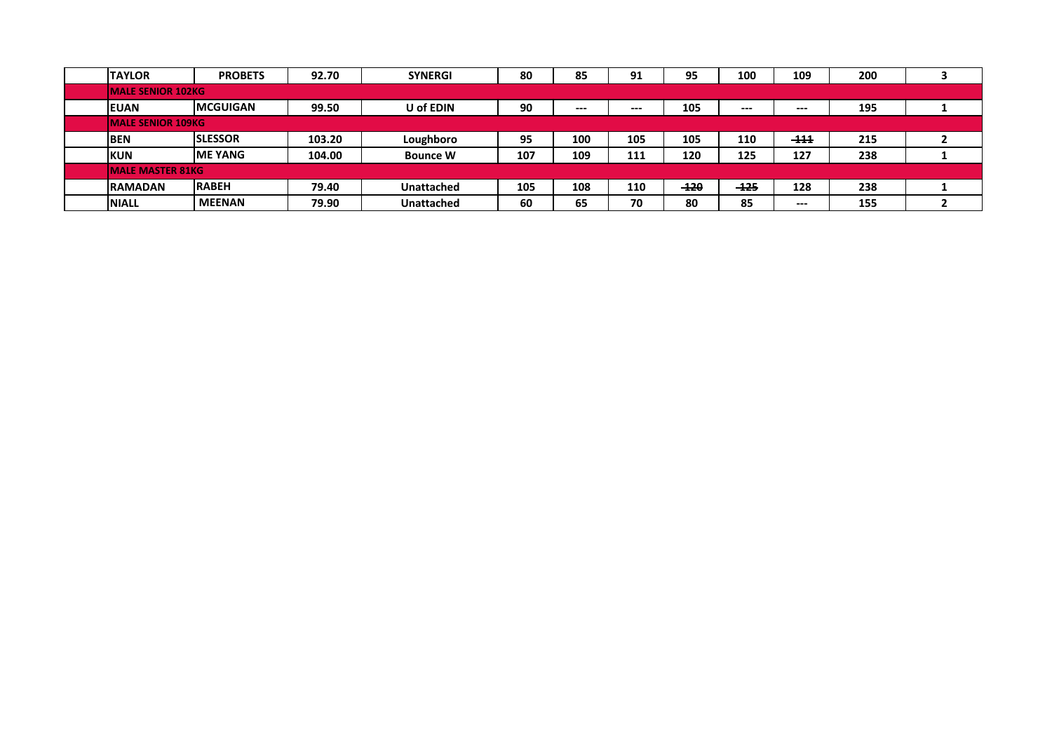| | | | | | | | | | | | |
|---|---|---|---|---|---|---|---|---|---|---|---|
| TAYLOR | PROBETS | 92.70 | SYNERGI | 80 | 85 | 91 | 95 | 100 | 109 | 200 | 3 |
| **MALE SENIOR 102KG** | | | | | | | | | | | |
| EUAN | MCGUIGAN | 99.50 | U of EDIN | 90 | --- | --- | 105 | --- | --- | 195 | 1 |
| **MALE SENIOR 109KG** | | | | | | | | | | | |
| BEN | SLESSOR | 103.20 | Loughboro | 95 | 100 | 105 | 105 | 110 | ~~111~~ | 215 | 2 |
| KUN | ME YANG | 104.00 | Bounce W | 107 | 109 | 111 | 120 | 125 | 127 | 238 | 1 |
| **MALE MASTER 81KG** | | | | | | | | | | | |
| RAMADAN | RABEH | 79.40 | Unattached | 105 | 108 | 110 | ~~120~~ | ~~125~~ | 128 | 238 | 1 |
| NIALL | MEENAN | 79.90 | Unattached | 60 | 65 | 70 | 80 | 85 | --- | 155 | 2 |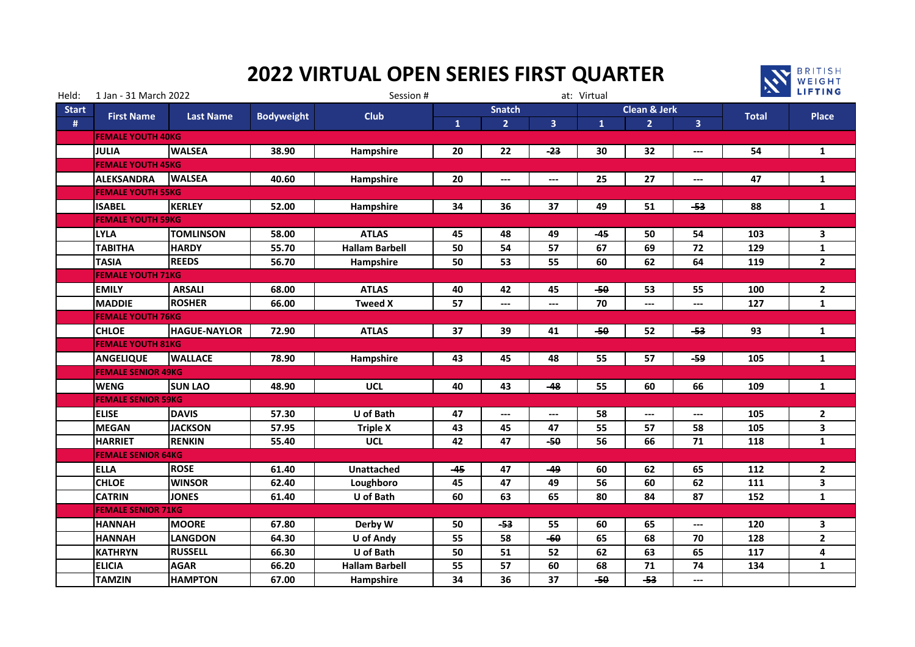# 2022 VIRTUAL OPEN SERIES FIRST QUARTER

Held: 1 Jan - 31 March 2022 Session # at: Virtual

| Start # | First Name | Last Name | Bodyweight | Club | Snatch | | | Clean & Jerk | | | Total | Place |
|---|---|---|---|---|---|---|---|---|---|---|---|---|
| | | | | | 1 | 2 | 3 | 1 | 2 | 3 | | |
| | **FEMALE YOUTH 40KG** | | | | | | | | | | | |
| | JULIA | WALSEA | 38.90 | Hampshire | 20 | 22 | ~~-23~~ | 30 | 32 | --- | 54 | 1 |
| | **FEMALE YOUTH 45KG** | | | | | | | | | | | |
| | ALEKSANDRA | WALSEA | 40.60 | Hampshire | 20 | --- | --- | 25 | 27 | --- | 47 | 1 |
| | **FEMALE YOUTH 55KG** | | | | | | | | | | | |
| | ISABEL | KERLEY | 52.00 | Hampshire | 34 | 36 | 37 | 49 | 51 | ~~-53~~ | 88 | 1 |
| | **FEMALE YOUTH 59KG** | | | | | | | | | | | |
| | LYLA | TOMLINSON | 58.00 | ATLAS | 45 | 48 | 49 | ~~-45~~ | 50 | 54 | 103 | 3 |
| | TABITHA | HARDY | 55.70 | Hallam Barbell | 50 | 54 | 57 | 67 | 69 | 72 | 129 | 1 |
| | TASIA | REEDS | 56.70 | Hampshire | 50 | 53 | 55 | 60 | 62 | 64 | 119 | 2 |
| | **FEMALE YOUTH 71KG** | | | | | | | | | | | |
| | EMILY | ARSALI | 68.00 | ATLAS | 40 | 42 | 45 | ~~-50~~ | 53 | 55 | 100 | 2 |
| | MADDIE | ROSHER | 66.00 | Tweed X | 57 | --- | --- | 70 | --- | --- | 127 | 1 |
| | **FEMALE YOUTH 76KG** | | | | | | | | | | | |
| | CHLOE | HAGUE-NAYLOR | 72.90 | ATLAS | 37 | 39 | 41 | ~~-50~~ | 52 | ~~-53~~ | 93 | 1 |
| | **FEMALE YOUTH 81KG** | | | | | | | | | | | |
| | ANGELIQUE | WALLACE | 78.90 | Hampshire | 43 | 45 | 48 | 55 | 57 | ~~-59~~ | 105 | 1 |
| | **FEMALE SENIOR 49KG** | | | | | | | | | | | |
| | WENG | SUN LAO | 48.90 | UCL | 40 | 43 | ~~-48~~ | 55 | 60 | 66 | 109 | 1 |
| | **FEMALE SENIOR 59KG** | | | | | | | | | | | |
| | ELISE | DAVIS | 57.30 | U of Bath | 47 | --- | --- | 58 | --- | --- | 105 | 2 |
| | MEGAN | JACKSON | 57.95 | Triple X | 43 | 45 | 47 | 55 | 57 | 58 | 105 | 3 |
| | HARRIET | RENKIN | 55.40 | UCL | 42 | 47 | ~~-50~~ | 56 | 66 | 71 | 118 | 1 |
| | **FEMALE SENIOR 64KG** | | | | | | | | | | | |
| | ELLA | ROSE | 61.40 | Unattached | ~~-45~~ | 47 | ~~-49~~ | 60 | 62 | 65 | 112 | 2 |
| | CHLOE | WINSOR | 62.40 | Loughboro | 45 | 47 | 49 | 56 | 60 | 62 | 111 | 3 |
| | CATRIN | JONES | 61.40 | U of Bath | 60 | 63 | 65 | 80 | 84 | 87 | 152 | 1 |
| | **FEMALE SENIOR 71KG** | | | | | | | | | | | |
| | HANNAH | MOORE | 67.80 | Derby W | 50 | ~~-53~~ | 55 | 60 | 65 | --- | 120 | 3 |
| | HANNAH | LANGDON | 64.30 | U of Andy | 55 | 58 | ~~-60~~ | 65 | 68 | 70 | 128 | 2 |
| | KATHRYN | RUSSELL | 66.30 | U of Bath | 50 | 51 | 52 | 62 | 63 | 65 | 117 | 4 |
| | ELICIA | AGAR | 66.20 | Hallam Barbell | 55 | 57 | 60 | 68 | 71 | 74 | 134 | 1 |
| | TAMZIN | HAMPTON | 67.00 | Hampshire | 34 | 36 | 37 | ~~-50~~ | ~~-53~~ | --- | | |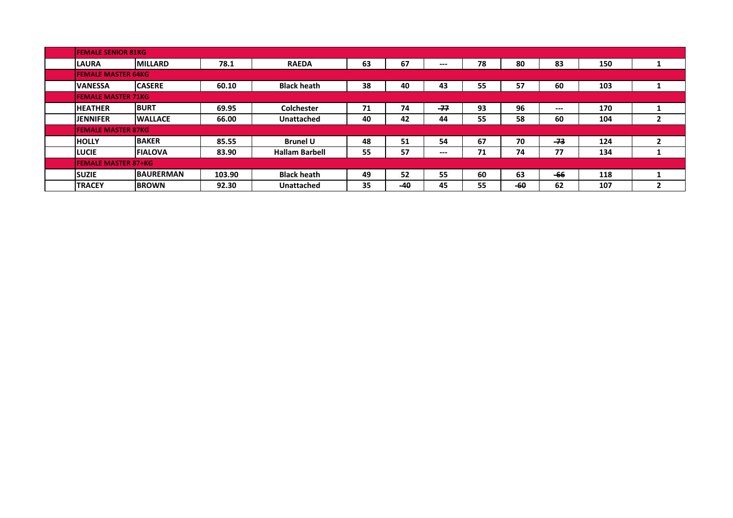| | | | | | | | | | | | | |
|---|---|---|---|---|---|---|---|---|---|---|---|---|
| | **FEMALE SENIOR 81KG** | | | | | | | | | | | |
| | **LAURA** | **MILLARD** | **78.1** | **RAEDA** | **63** | **67** | **---** | **78** | **80** | **83** | **150** | **1** |
| | **FEMALE MASTER 64KG** | | | | | | | | | | | |
| | **VANESSA** | **CASERE** | **60.10** | **Black heath** | **38** | **40** | **43** | **55** | **57** | **60** | **103** | **1** |
| | **FEMALE MASTER 71KG** | | | | | | | | | | | |
| | **HEATHER** | **BURT** | **69.95** | **Colchester** | **71** | **74** | ~~**77**~~ | **93** | **96** | **---** | **170** | **1** |
| | **JENNIFER** | **WALLACE** | **66.00** | **Unattached** | **40** | **42** | **44** | **55** | **58** | **60** | **104** | **2** |
| | **FEMALE MASTER 87KG** | | | | | | | | | | | |
| | **HOLLY** | **BAKER** | **85.55** | **Brunel U** | **48** | **51** | **54** | **67** | **70** | ~~**73**~~ | **124** | **2** |
| | **LUCIE** | **FIALOVA** | **83.90** | **Hallam Barbell** | **55** | **57** | **---** | **71** | **74** | **77** | **134** | **1** |
| | **FEMALE MASTER 87+KG** | | | | | | | | | | | |
| | **SUZIE** | **BAURERMAN** | **103.90** | **Black heath** | **49** | **52** | **55** | **60** | **63** | ~~**66**~~ | **118** | **1** |
| | **TRACEY** | **BROWN** | **92.30** | **Unattached** | **35** | ~~**40**~~ | **45** | **55** | ~~**60**~~ | **62** | **107** | **2** |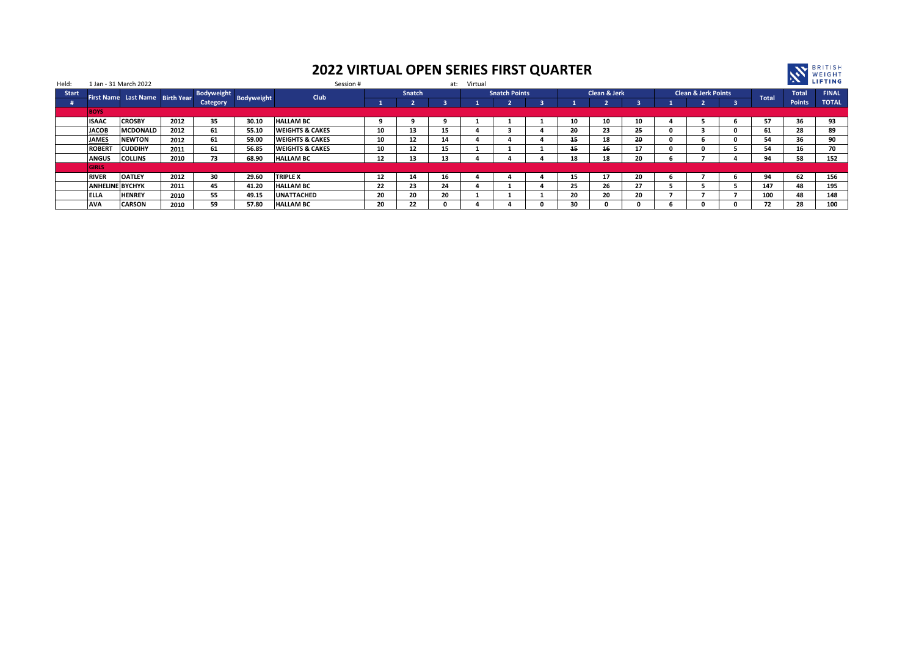# 2022 VIRTUAL OPEN SERIES FIRST QUARTER

Held: 1 Jan - 31 March 2022 Session # at: Virtual

BRITISH WEIGHT LIFTING

| Start # | First Name | Last Name | Birth Year | Bodyweight Category | Bodyweight | Club | Snatch | | | Snatch Points | | | Clean & Jerk | | | Clean & Jerk Points | | | Total | Total Points | FINAL TOTAL |
|---|---|---|---|---|---|---|---|---|---|---|---|---|---|---|---|---|---|---|---|---|---|
| | | | | | | | 1 | 2 | 3 | 1 | 2 | 3 | 1 | 2 | 3 | 1 | 2 | 3 | | | |
| | BOYS | | | | | | | | | | | | | | | | | | | | |
| | ISAAC | CROSBY | 2012 | 35 | 30.10 | HALLAM BC | 9 | 9 | 9 | 1 | 1 | 1 | 10 | 10 | 10 | 4 | 5 | 6 | 57 | 36 | 93 |
| | JACOB | MCDONALD | 2012 | 61 | 55.10 | WEIGHTS & CAKES | 10 | 13 | 15 | 4 | 3 | 4 | ~~20~~ | 23 | ~~25~~ | 0 | 3 | 0 | 61 | 28 | 89 |
| | JAMES | NEWTON | 2012 | 61 | 59.00 | WEIGHTS & CAKES | 10 | 12 | 14 | 4 | 4 | 4 | ~~15~~ | 18 | ~~20~~ | 0 | 6 | 0 | 54 | 36 | 90 |
| | ROBERT | CUDDIHY | 2011 | 61 | 56.85 | WEIGHTS & CAKES | 10 | 12 | 15 | 1 | 1 | 1 | ~~15~~ | ~~16~~ | 17 | 0 | 0 | 5 | 54 | 16 | 70 |
| | ANGUS | COLLINS | 2010 | 73 | 68.90 | HALLAM BC | 12 | 13 | 13 | 4 | 4 | 4 | 18 | 18 | 20 | 6 | 7 | 4 | 94 | 58 | 152 |
| | GIRLS | | | | | | | | | | | | | | | | | | | | |
| | RIVER | OATLEY | 2012 | 30 | 29.60 | TRIPLE X | 12 | 14 | 16 | 4 | 4 | 4 | 15 | 17 | 20 | 6 | 7 | 6 | 94 | 62 | 156 |
| | ANHELINE | BYCHYK | 2011 | 45 | 41.20 | HALLAM BC | 22 | 23 | 24 | 4 | 1 | 4 | 25 | 26 | 27 | 5 | 5 | 5 | 147 | 48 | 195 |
| | ELLA | HENREY | 2010 | 55 | 49.15 | UNATTACHED | 20 | 20 | 20 | 1 | 1 | 1 | 20 | 20 | 20 | 7 | 7 | 7 | 100 | 48 | 148 |
| | AVA | CARSON | 2010 | 59 | 57.80 | HALLAM BC | 20 | 22 | 0 | 4 | 4 | 0 | 30 | 0 | 0 | 6 | 0 | 0 | 72 | 28 | 100 |